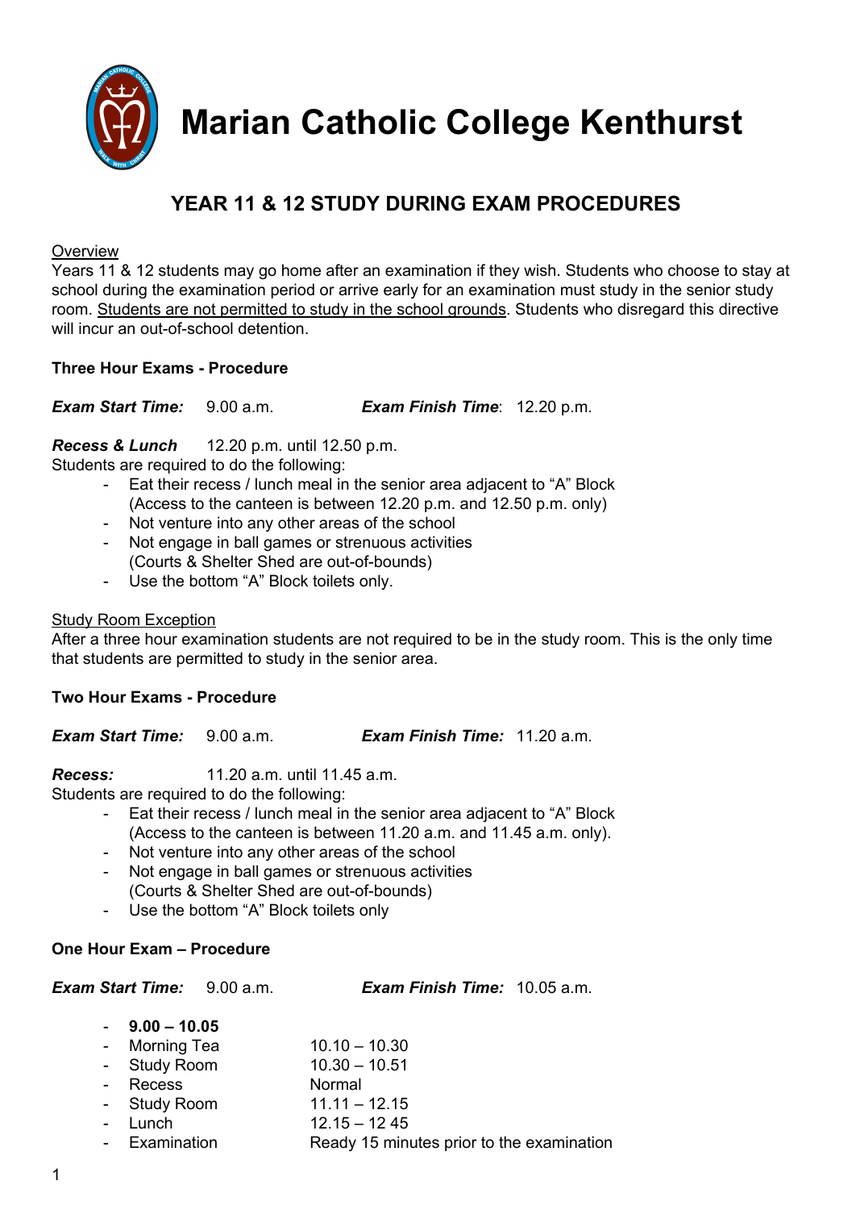# Marian Catholic College Kenthurst

## YEAR 11 & 12 STUDY DURING EXAM PROCEDURES

<u>Overview</u>
Years 11 & 12 students may go home after an examination if they wish. Students who choose to stay at school during the examination period or arrive early for an examination must study in the senior study room. <u>Students are not permitted to study in the school grounds</u>. Students who disregard this directive will incur an out-of-school detention.

**Three Hour Exams - Procedure**

***Exam Start Time:*** 9.00 a.m. ***Exam Finish Time***: 12.20 p.m.

***Recess & Lunch*** 12.20 p.m. until 12.50 p.m.
Students are required to do the following:

- Eat their recess / lunch meal in the senior area adjacent to "A" Block (Access to the canteen is between 12.20 p.m. and 12.50 p.m. only)
- Not venture into any other areas of the school
- Not engage in ball games or strenuous activities (Courts & Shelter Shed are out-of-bounds)
- Use the bottom "A" Block toilets only.

<u>Study Room Exception</u>
After a three hour examination students are not required to be in the study room. This is the only time that students are permitted to study in the senior area.

**Two Hour Exams - Procedure**

***Exam Start Time:*** 9.00 a.m. ***Exam Finish Time:*** 11.20 a.m.

***Recess:*** 11.20 a.m. until 11.45 a.m.
Students are required to do the following:

- Eat their recess / lunch meal in the senior area adjacent to "A" Block (Access to the canteen is between 11.20 a.m. and 11.45 a.m. only).
- Not venture into any other areas of the school
- Not engage in ball games or strenuous activities (Courts & Shelter Shed are out-of-bounds)
- Use the bottom "A" Block toilets only

**One Hour Exam – Procedure**

***Exam Start Time:*** 9.00 a.m. ***Exam Finish Time:*** 10.05 a.m.

- **9.00 – 10.05**
- Morning Tea 10.10 – 10.30
- Study Room 10.30 – 10.51
- Recess Normal
- Study Room 11.11 – 12.15
- Lunch 12.15 – 12 45
- Examination Ready 15 minutes prior to the examination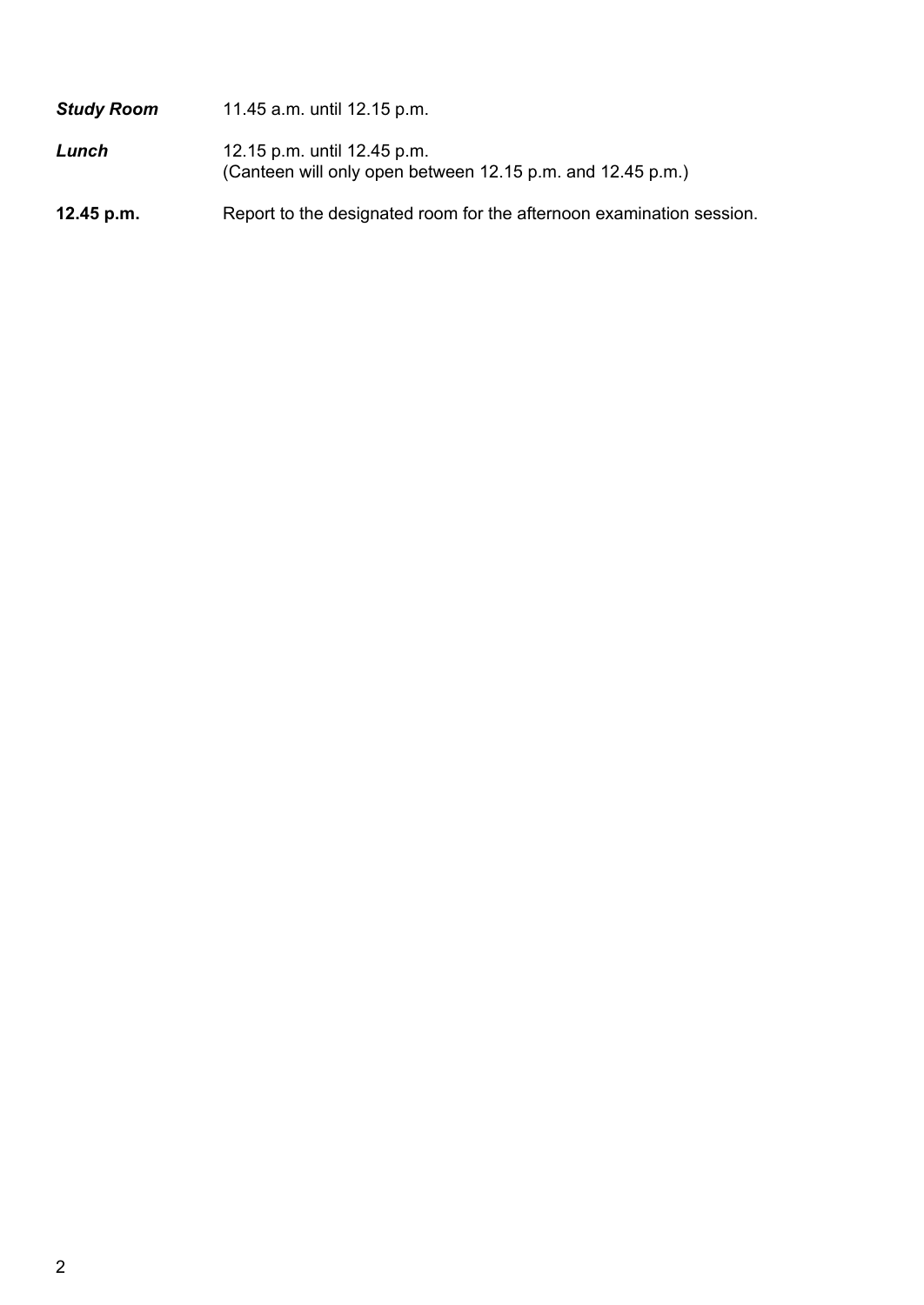***Study Room*** 11.45 a.m. until 12.15 p.m.

***Lunch*** 12.15 p.m. until 12.45 p.m.
(Canteen will only open between 12.15 p.m. and 12.45 p.m.)

**12.45 p.m.** Report to the designated room for the afternoon examination session.